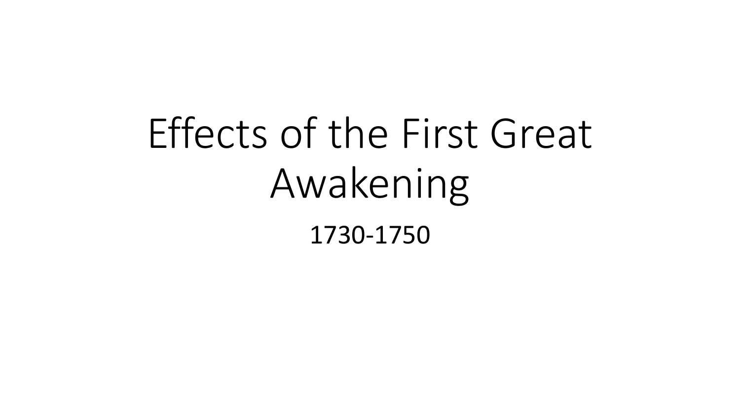# Effects of the First Great Awakening

1730-1750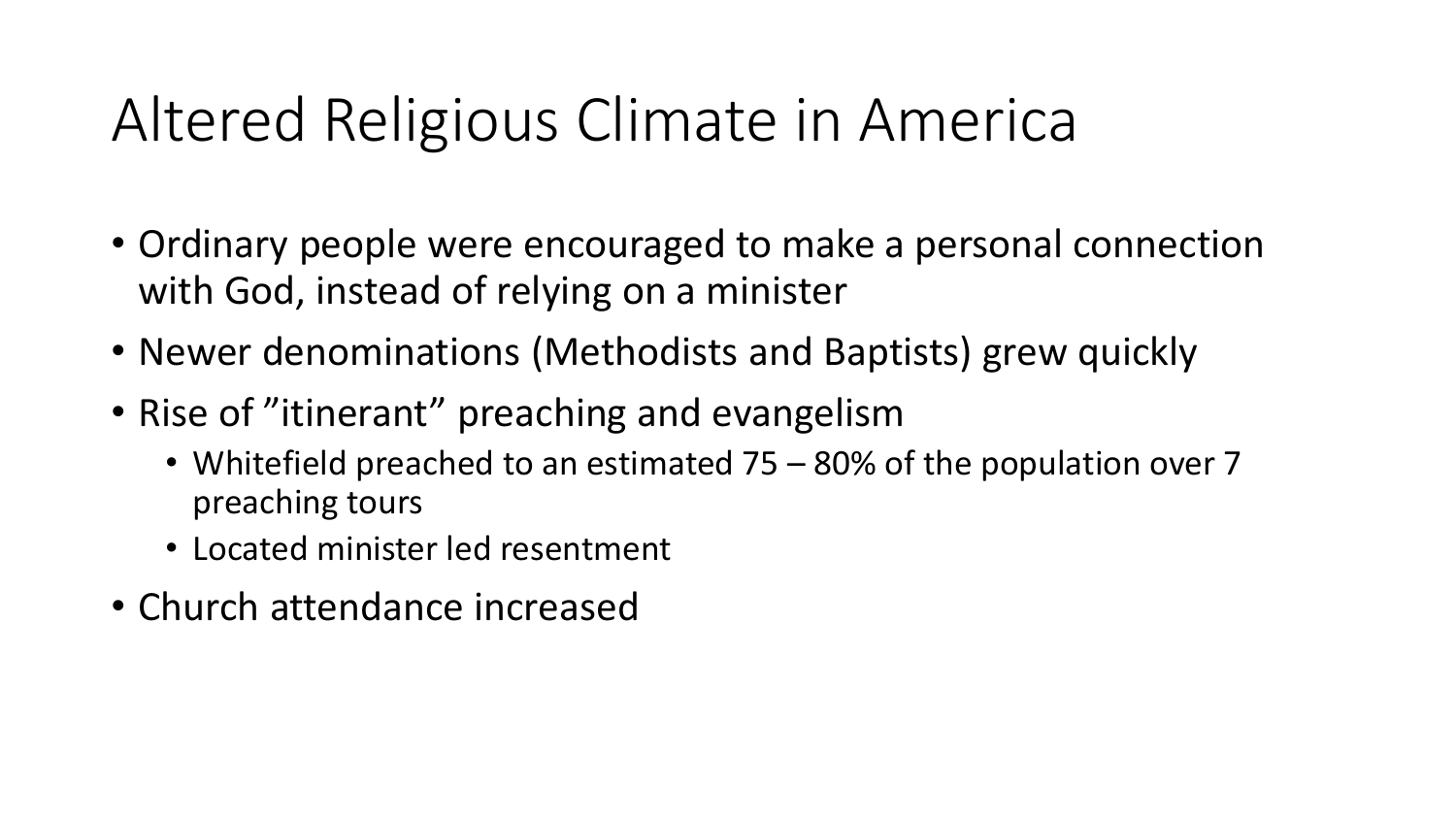# Altered Religious Climate in America

- Ordinary people were encouraged to make a personal connection with God, instead of relying on a minister
- Newer denominations (Methodists and Baptists) grew quickly
- Rise of ”itinerant” preaching and evangelism
  - Whitefield preached to an estimated 75 – 80% of the population over 7 preaching tours
  - Located minister led resentment
- Church attendance increased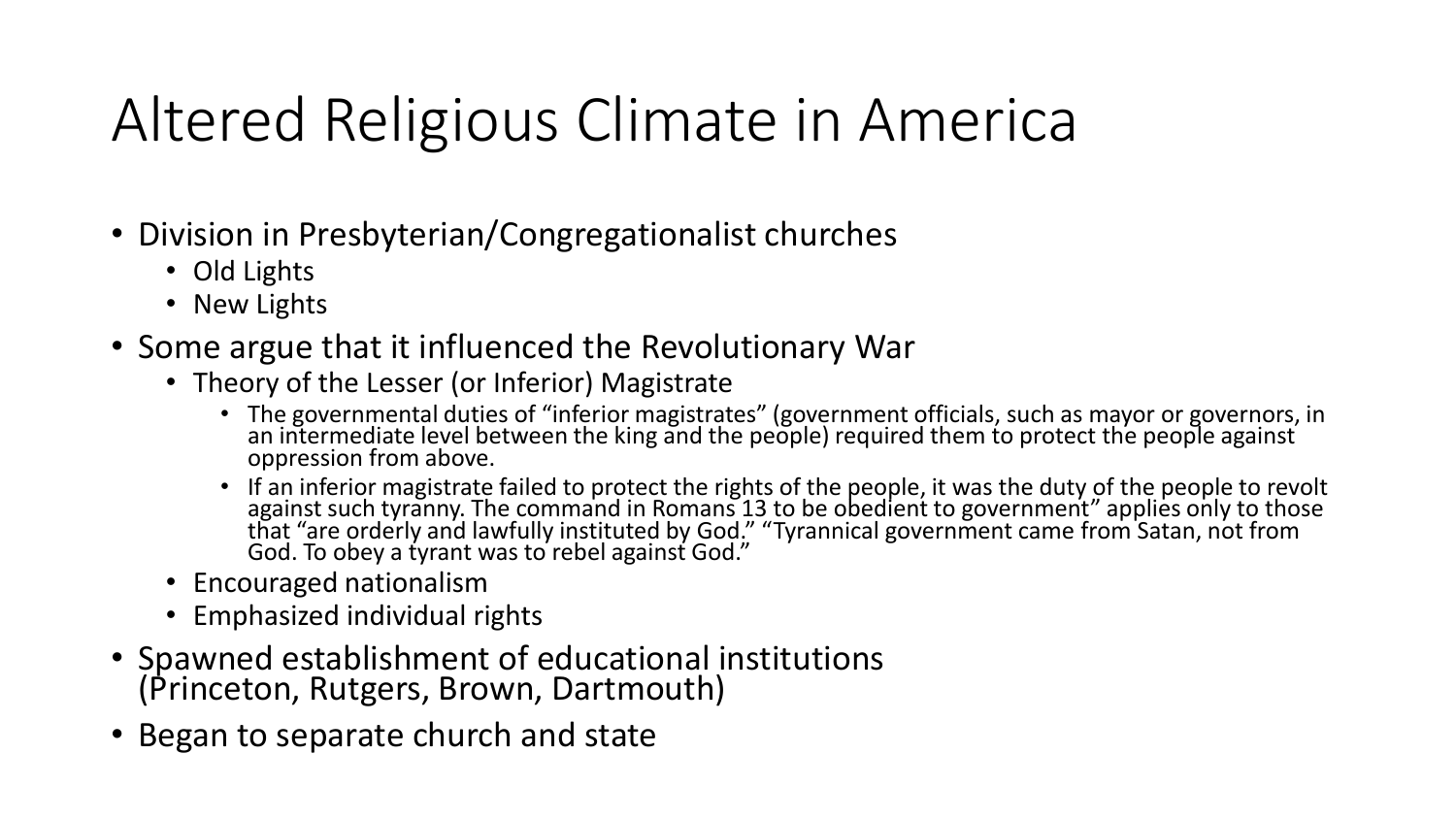# Altered Religious Climate in America

- Division in Presbyterian/Congregationalist churches
  - Old Lights
  - New Lights
- Some argue that it influenced the Revolutionary War
  - Theory of the Lesser (or Inferior) Magistrate
    - The governmental duties of "inferior magistrates" (government officials, such as mayor or governors, in an intermediate level between the king and the people) required them to protect the people against oppression from above.
    - If an inferior magistrate failed to protect the rights of the people, it was the duty of the people to revolt against such tyranny. The command in Romans 13 to be obedient to government" applies only to those that "are orderly and lawfully instituted by God." "Tyrannical government came from Satan, not from God. To obey a tyrant was to rebel against God."
  - Encouraged nationalism
  - Emphasized individual rights
- Spawned establishment of educational institutions (Princeton, Rutgers, Brown, Dartmouth)
- Began to separate church and state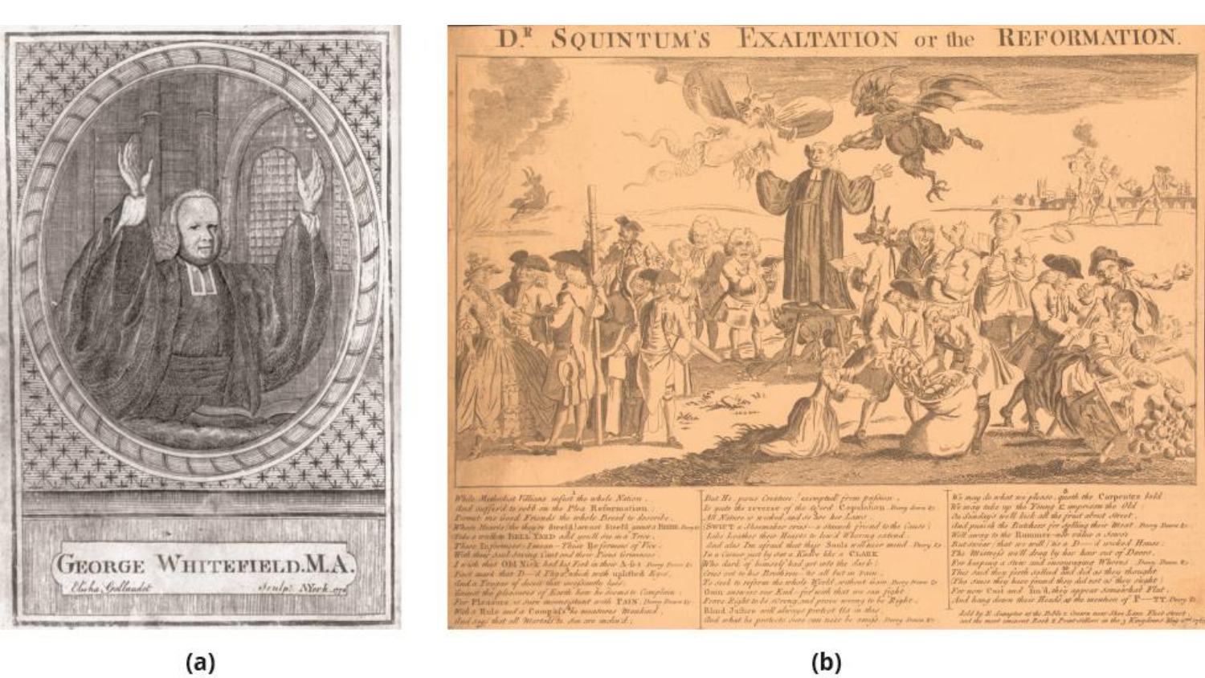(a)

(b)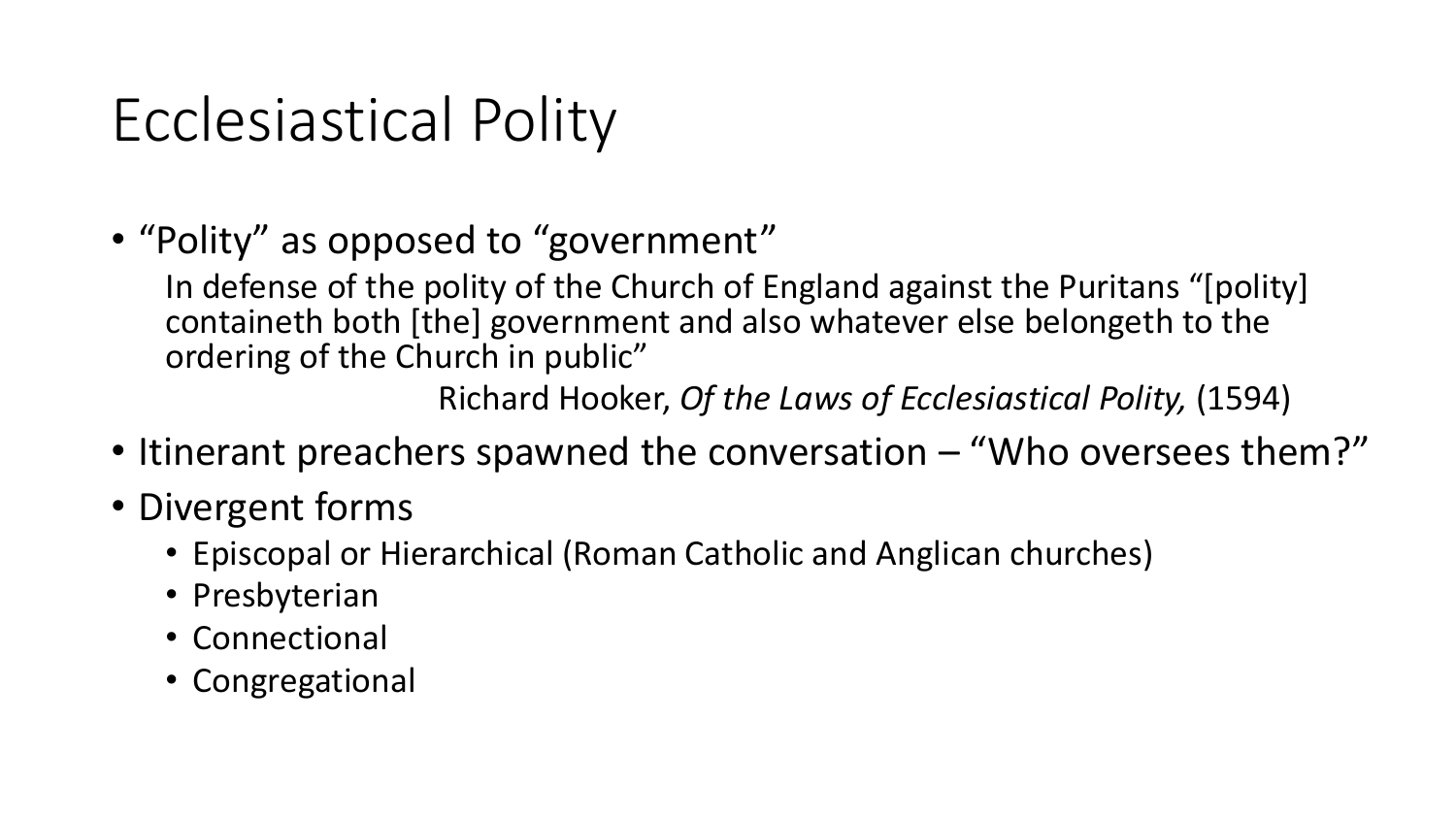# Ecclesiastical Polity

- "Polity" as opposed to "government"

  In defense of the polity of the Church of England against the Puritans "[polity] containeth both [the] government and also whatever else belongeth to the ordering of the Church in public"

  Richard Hooker, *Of the Laws of Ecclesiastical Polity,* (1594)

- Itinerant preachers spawned the conversation – "Who oversees them?"
- Divergent forms
  - Episcopal or Hierarchical (Roman Catholic and Anglican churches)
  - Presbyterian
  - Connectional
  - Congregational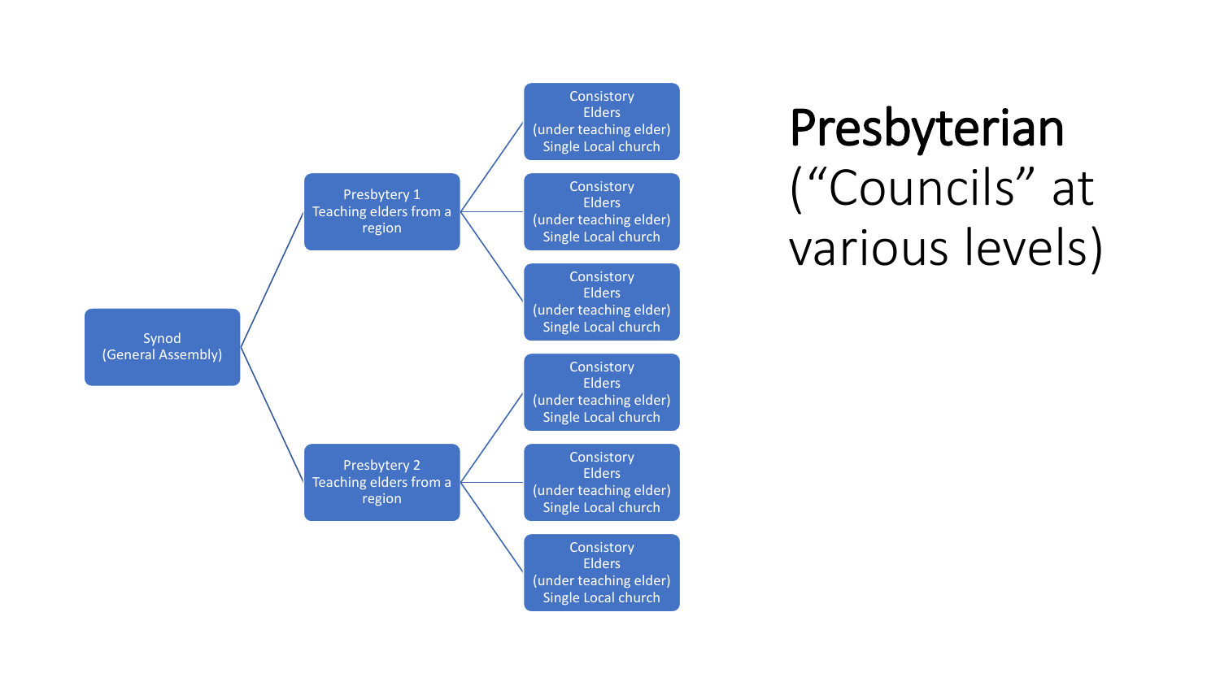# **Presbyterian** ("Councils" at various levels)

Synod
(General Assembly)

Presbytery 1
Teaching elders from a region

Presbytery 2
Teaching elders from a region

Consistory
Elders
(under teaching elder)
Single Local church

Consistory
Elders
(under teaching elder)
Single Local church

Consistory
Elders
(under teaching elder)
Single Local church

Consistory
Elders
(under teaching elder)
Single Local church

Consistory
Elders
(under teaching elder)
Single Local church

Consistory
Elders
(under teaching elder)
Single Local church